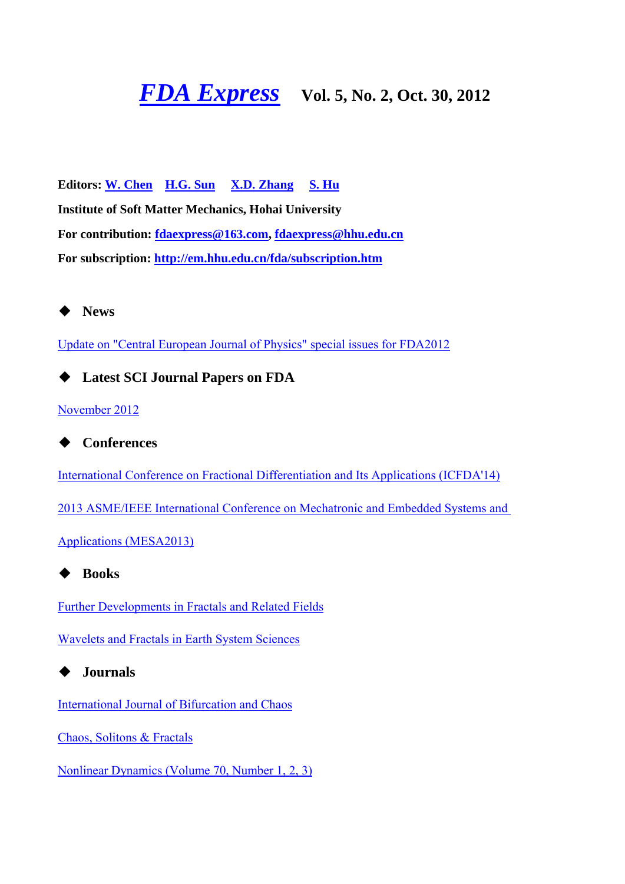# *FDA Express* Vol. 5, No. 2, Oct. 30, 2012

**Editors: W. Chen H.G. Sun X.D. Zhang S. Hu**

**Institute of Soft Matter Mechanics, Hohai University**

**For contribution: fdaexpress@163.com, fdaexpress@hhu.edu.cn**

**For subscription: http://em.hhu.edu.cn/fda/subscription.htm**

## ◆ News

Update on "Central European Journal of Physics" special issues for FDA2012

## ◆ Latest SCI Journal Papers on FDA

November 2012

## ◆ Conferences

International Conference on Fractional Differentiation and Its Applications (ICFDA'14)

2013 ASME/IEEE International Conference on Mechatronic and Embedded Systems and Applications (MESA2013)

## ◆ Books

Further Developments in Fractals and Related Fields

Wavelets and Fractals in Earth System Sciences

## ◆ Journals

International Journal of Bifurcation and Chaos

Chaos, Solitons & Fractals

Nonlinear Dynamics (Volume 70, Number 1, 2, 3)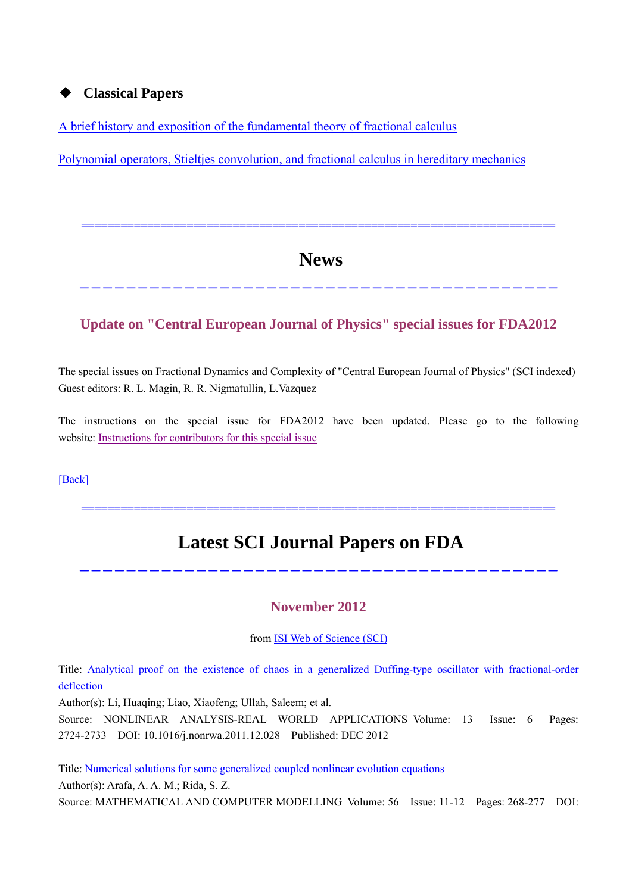## ◆ Classical Papers

[A brief history and exposition of the fundamental theory of fractional calculus]

[Polynomial operators, Stieltjes convolution, and fractional calculus in hereditary mechanics]

# News

### Update on "Central European Journal of Physics" special issues for FDA2012

The special issues on Fractional Dynamics and Complexity of "Central European Journal of Physics" (SCI indexed)
Guest editors: R. L. Magin, R. R. Nigmatullin, L.Vazquez

The instructions on the special issue for FDA2012 have been updated. Please go to the following website: [Instructions for contributors for this special issue]

[Back]

# Latest SCI Journal Papers on FDA

### November 2012

from [ISI Web of Science (SCI)]

Title: Analytical proof on the existence of chaos in a generalized Duffing-type oscillator with fractional-order deflection
Author(s): Li, Huaqing; Liao, Xiaofeng; Ullah, Saleem; et al.
Source: NONLINEAR ANALYSIS-REAL WORLD APPLICATIONS Volume: 13 Issue: 6 Pages: 2724-2733 DOI: 10.1016/j.nonrwa.2011.12.028 Published: DEC 2012

Title: Numerical solutions for some generalized coupled nonlinear evolution equations
Author(s): Arafa, A. A. M.; Rida, S. Z.
Source: MATHEMATICAL AND COMPUTER MODELLING Volume: 56 Issue: 11-12 Pages: 268-277 DOI: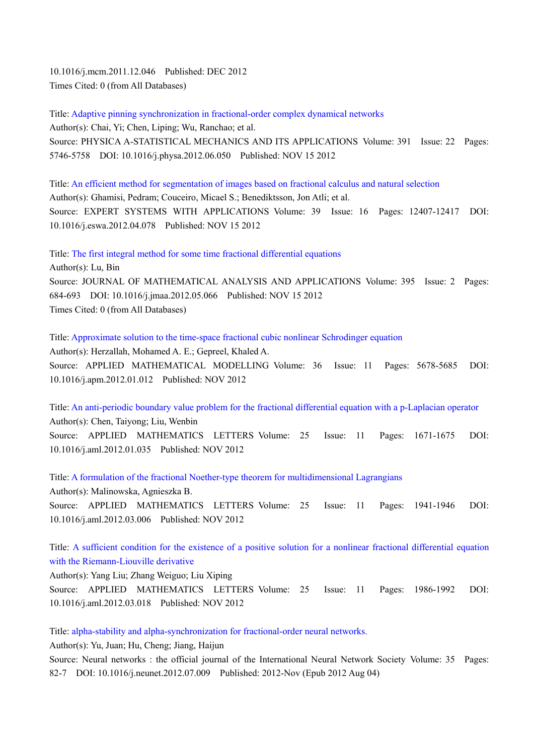10.1016/j.mcm.2011.12.046    Published: DEC 2012
Times Cited: 0 (from All Databases)

Title: Adaptive pinning synchronization in fractional-order complex dynamical networks
Author(s): Chai, Yi; Chen, Liping; Wu, Ranchao; et al.
Source: PHYSICA A-STATISTICAL MECHANICS AND ITS APPLICATIONS  Volume: 391   Issue: 22   Pages: 5746-5758   DOI: 10.1016/j.physa.2012.06.050   Published: NOV 15 2012

Title: An efficient method for segmentation of images based on fractional calculus and natural selection
Author(s): Ghamisi, Pedram; Couceiro, Micael S.; Benediktsson, Jon Atli; et al.
Source: EXPERT SYSTEMS WITH APPLICATIONS Volume: 39   Issue: 16   Pages: 12407-12417   DOI: 10.1016/j.eswa.2012.04.078   Published: NOV 15 2012

Title: The first integral method for some time fractional differential equations
Author(s): Lu, Bin
Source: JOURNAL OF MATHEMATICAL ANALYSIS AND APPLICATIONS Volume: 395   Issue: 2   Pages: 684-693   DOI: 10.1016/j.jmaa.2012.05.066   Published: NOV 15 2012
Times Cited: 0 (from All Databases)

Title: Approximate solution to the time-space fractional cubic nonlinear Schrodinger equation
Author(s): Herzallah, Mohamed A. E.; Gepreel, Khaled A.
Source: APPLIED MATHEMATICAL MODELLING Volume: 36   Issue: 11   Pages: 5678-5685   DOI: 10.1016/j.apm.2012.01.012   Published: NOV 2012

Title: An anti-periodic boundary value problem for the fractional differential equation with a p-Laplacian operator
Author(s): Chen, Taiyong; Liu, Wenbin
Source: APPLIED MATHEMATICS LETTERS Volume: 25   Issue: 11   Pages: 1671-1675   DOI: 10.1016/j.aml.2012.01.035   Published: NOV 2012

Title: A formulation of the fractional Noether-type theorem for multidimensional Lagrangians
Author(s): Malinowska, Agnieszka B.
Source: APPLIED MATHEMATICS LETTERS Volume: 25   Issue: 11   Pages: 1941-1946   DOI: 10.1016/j.aml.2012.03.006   Published: NOV 2012

Title: A sufficient condition for the existence of a positive solution for a nonlinear fractional differential equation with the Riemann-Liouville derivative
Author(s): Yang Liu; Zhang Weiguo; Liu Xiping
Source: APPLIED MATHEMATICS LETTERS Volume: 25   Issue: 11   Pages: 1986-1992   DOI: 10.1016/j.aml.2012.03.018   Published: NOV 2012

Title: alpha-stability and alpha-synchronization for fractional-order neural networks.
Author(s): Yu, Juan; Hu, Cheng; Jiang, Haijun
Source: Neural networks : the official journal of the International Neural Network Society Volume: 35   Pages: 82-7   DOI: 10.1016/j.neunet.2012.07.009   Published: 2012-Nov (Epub 2012 Aug 04)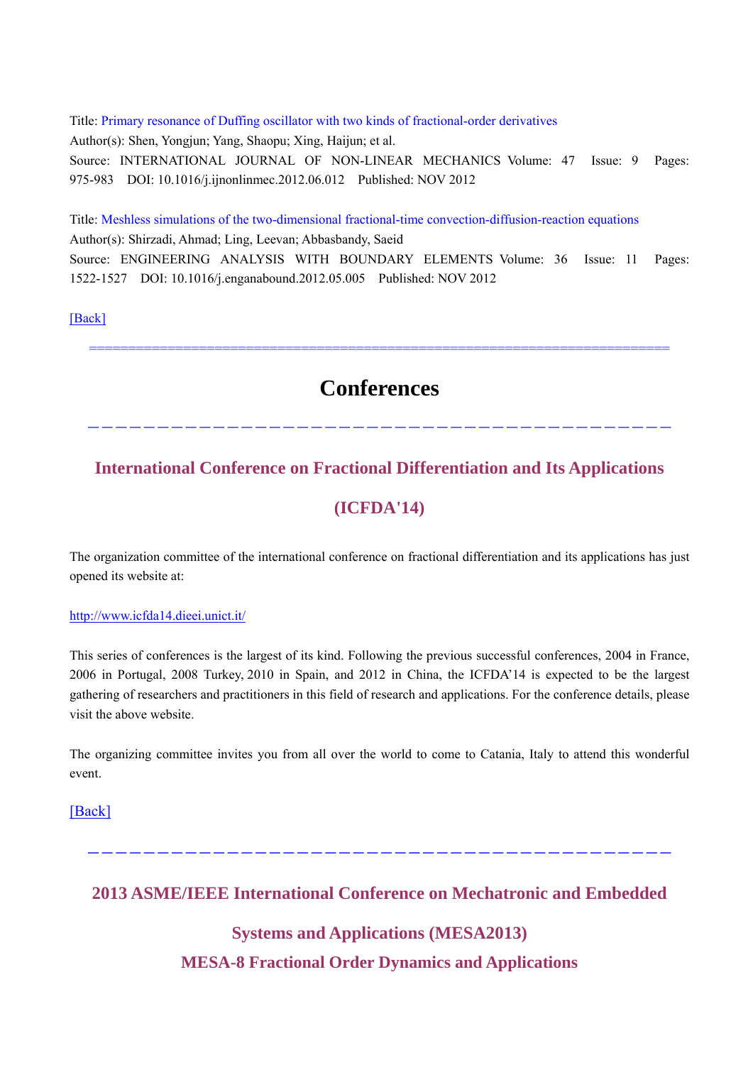Title: Primary resonance of Duffing oscillator with two kinds of fractional-order derivatives

Author(s): Shen, Yongjun; Yang, Shaopu; Xing, Haijun; et al.

Source: INTERNATIONAL JOURNAL OF NON-LINEAR MECHANICS Volume: 47 Issue: 9 Pages: 975-983 DOI: 10.1016/j.ijnonlinmec.2012.06.012 Published: NOV 2012

Title: Meshless simulations of the two-dimensional fractional-time convection-diffusion-reaction equations

Author(s): Shirzadi, Ahmad; Ling, Leevan; Abbasbandy, Saeid

Source: ENGINEERING ANALYSIS WITH BOUNDARY ELEMENTS Volume: 36 Issue: 11 Pages: 1522-1527 DOI: 10.1016/j.enganabound.2012.05.005 Published: NOV 2012

[Back]

==========================================================================

# Conferences

---

## International Conference on Fractional Differentiation and Its Applications (ICFDA'14)

The organization committee of the international conference on fractional differentiation and its applications has just opened its website at:

http://www.icfda14.dieei.unict.it/

This series of conferences is the largest of its kind. Following the previous successful conferences, 2004 in France, 2006 in Portugal, 2008 Turkey, 2010 in Spain, and 2012 in China, the ICFDA'14 is expected to be the largest gathering of researchers and practitioners in this field of research and applications. For the conference details, please visit the above website.

The organizing committee invites you from all over the world to come to Catania, Italy to attend this wonderful event.

[Back]

---

## 2013 ASME/IEEE International Conference on Mechatronic and Embedded Systems and Applications (MESA2013)

## MESA-8 Fractional Order Dynamics and Applications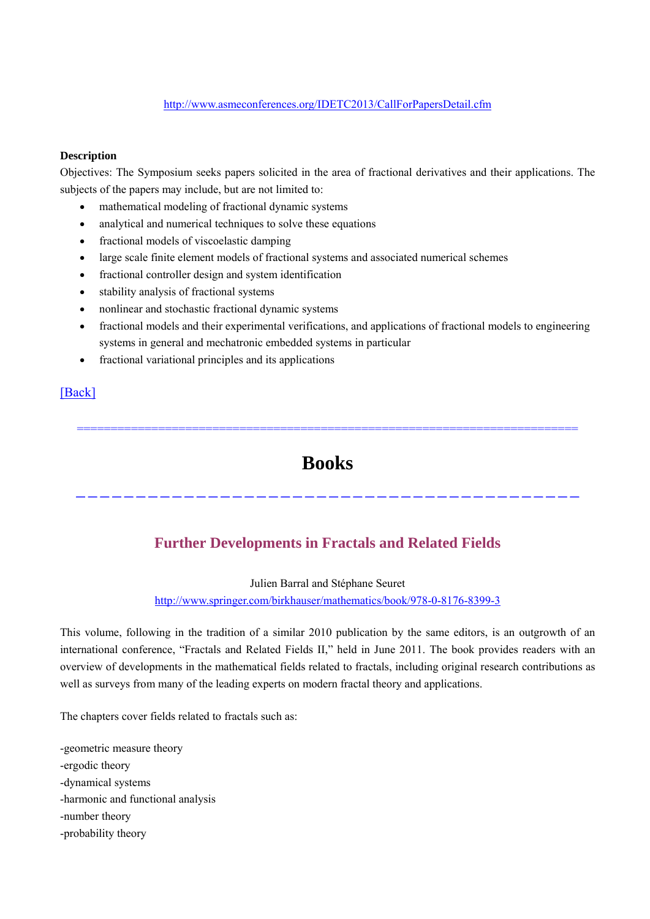http://www.asmeconferences.org/IDETC2013/CallForPapersDetail.cfm

**Description**

Objectives: The Symposium seeks papers solicited in the area of fractional derivatives and their applications. The subjects of the papers may include, but are not limited to:

- mathematical modeling of fractional dynamic systems
- analytical and numerical techniques to solve these equations
- fractional models of viscoelastic damping
- large scale finite element models of fractional systems and associated numerical schemes
- fractional controller design and system identification
- stability analysis of fractional systems
- nonlinear and stochastic fractional dynamic systems
- fractional models and their experimental verifications, and applications of fractional models to engineering systems in general and mechatronic embedded systems in particular
- fractional variational principles and its applications

[Back]

# Books

## Further Developments in Fractals and Related Fields

Julien Barral and Stéphane Seuret

http://www.springer.com/birkhauser/mathematics/book/978-0-8176-8399-3

This volume, following in the tradition of a similar 2010 publication by the same editors, is an outgrowth of an international conference, "Fractals and Related Fields II," held in June 2011. The book provides readers with an overview of developments in the mathematical fields related to fractals, including original research contributions as well as surveys from many of the leading experts on modern fractal theory and applications.

The chapters cover fields related to fractals such as:

-geometric measure theory
-ergodic theory
-dynamical systems
-harmonic and functional analysis
-number theory
-probability theory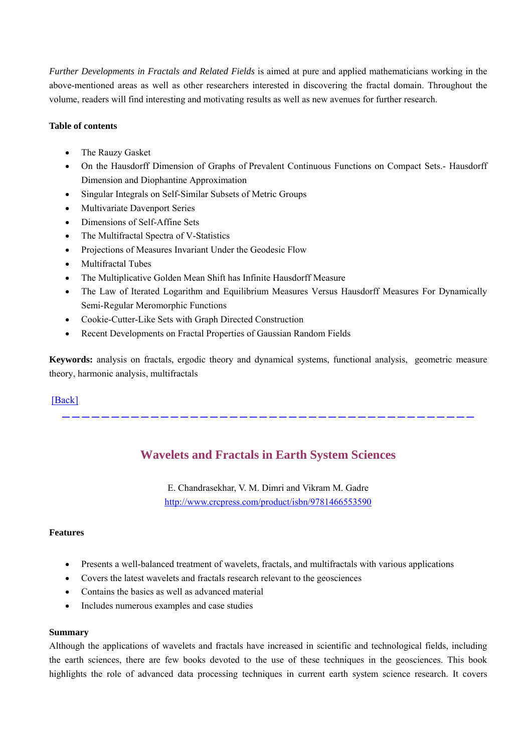*Further Developments in Fractals and Related Fields* is aimed at pure and applied mathematicians working in the above-mentioned areas as well as other researchers interested in discovering the fractal domain. Throughout the volume, readers will find interesting and motivating results as well as new avenues for further research.

**Table of contents**

- The Rauzy Gasket
- On the Hausdorff Dimension of Graphs of Prevalent Continuous Functions on Compact Sets.- Hausdorff Dimension and Diophantine Approximation
- Singular Integrals on Self-Similar Subsets of Metric Groups
- Multivariate Davenport Series
- Dimensions of Self-Affine Sets
- The Multifractal Spectra of V-Statistics
- Projections of Measures Invariant Under the Geodesic Flow
- Multifractal Tubes
- The Multiplicative Golden Mean Shift has Infinite Hausdorff Measure
- The Law of Iterated Logarithm and Equilibrium Measures Versus Hausdorff Measures For Dynamically Semi-Regular Meromorphic Functions
- Cookie-Cutter-Like Sets with Graph Directed Construction
- Recent Developments on Fractal Properties of Gaussian Random Fields

**Keywords:** analysis on fractals, ergodic theory and dynamical systems, functional analysis, geometric measure theory, harmonic analysis, multifractals

[Back]

---

## Wavelets and Fractals in Earth System Sciences

E. Chandrasekhar, V. M. Dimri and Vikram M. Gadre
http://www.crcpress.com/product/isbn/9781466553590

**Features**

- Presents a well-balanced treatment of wavelets, fractals, and multifractals with various applications
- Covers the latest wavelets and fractals research relevant to the geosciences
- Contains the basics as well as advanced material
- Includes numerous examples and case studies

**Summary**

Although the applications of wavelets and fractals have increased in scientific and technological fields, including the earth sciences, there are few books devoted to the use of these techniques in the geosciences. This book highlights the role of advanced data processing techniques in current earth system science research. It covers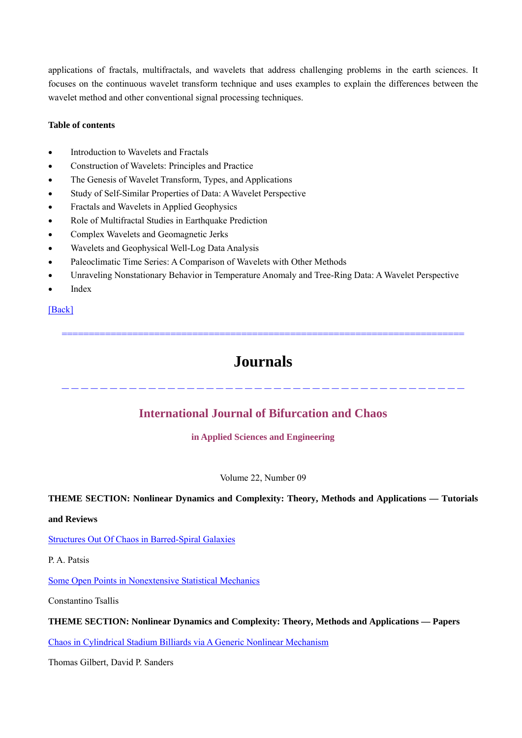applications of fractals, multifractals, and wavelets that address challenging problems in the earth sciences. It focuses on the continuous wavelet transform technique and uses examples to explain the differences between the wavelet method and other conventional signal processing techniques.

**Table of contents**

- Introduction to Wavelets and Fractals
- Construction of Wavelets: Principles and Practice
- The Genesis of Wavelet Transform, Types, and Applications
- Study of Self-Similar Properties of Data: A Wavelet Perspective
- Fractals and Wavelets in Applied Geophysics
- Role of Multifractal Studies in Earthquake Prediction
- Complex Wavelets and Geomagnetic Jerks
- Wavelets and Geophysical Well-Log Data Analysis
- Paleoclimatic Time Series: A Comparison of Wavelets with Other Methods
- Unraveling Nonstationary Behavior in Temperature Anomaly and Tree-Ring Data: A Wavelet Perspective
- Index

[Back]

===========================================================================

# Journals

---

## International Journal of Bifurcation and Chaos

### in Applied Sciences and Engineering

Volume 22, Number 09

**THEME SECTION: Nonlinear Dynamics and Complexity: Theory, Methods and Applications — Tutorials and Reviews**

Structures Out Of Chaos in Barred-Spiral Galaxies

P. A. Patsis

Some Open Points in Nonextensive Statistical Mechanics

Constantino Tsallis

**THEME SECTION: Nonlinear Dynamics and Complexity: Theory, Methods and Applications — Papers**

Chaos in Cylindrical Stadium Billiards via A Generic Nonlinear Mechanism

Thomas Gilbert, David P. Sanders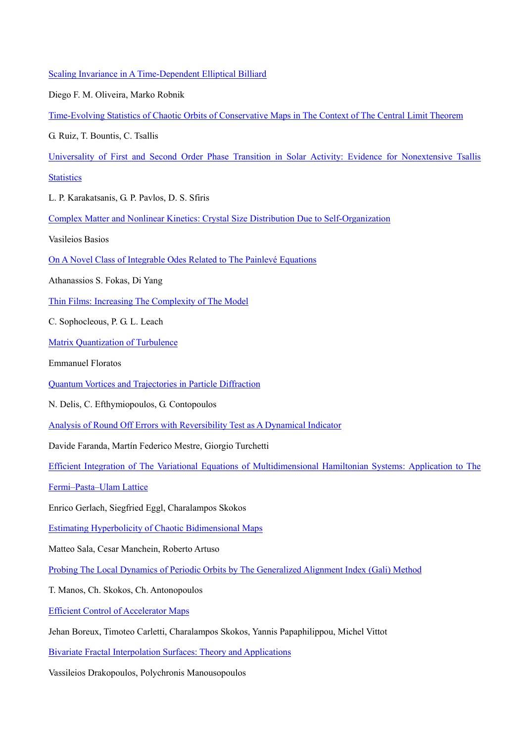Scaling Invariance in A Time-Dependent Elliptical Billiard

Diego F. M. Oliveira, Marko Robnik

Time-Evolving Statistics of Chaotic Orbits of Conservative Maps in The Context of The Central Limit Theorem

G. Ruiz, T. Bountis, C. Tsallis

Universality of First and Second Order Phase Transition in Solar Activity: Evidence for Nonextensive Tsallis Statistics

L. P. Karakatsanis, G. P. Pavlos, D. S. Sfiris

Complex Matter and Nonlinear Kinetics: Crystal Size Distribution Due to Self-Organization

Vasileios Basios

On A Novel Class of Integrable Odes Related to The Painlevé Equations

Athanassios S. Fokas, Di Yang

Thin Films: Increasing The Complexity of The Model

C. Sophocleous, P. G. L. Leach

Matrix Quantization of Turbulence

Emmanuel Floratos

Quantum Vortices and Trajectories in Particle Diffraction

N. Delis, C. Efthymiopoulos, G. Contopoulos

Analysis of Round Off Errors with Reversibility Test as A Dynamical Indicator

Davide Faranda, Martín Federico Mestre, Giorgio Turchetti

Efficient Integration of The Variational Equations of Multidimensional Hamiltonian Systems: Application to The Fermi–Pasta–Ulam Lattice

Enrico Gerlach, Siegfried Eggl, Charalampos Skokos

Estimating Hyperbolicity of Chaotic Bidimensional Maps

Matteo Sala, Cesar Manchein, Roberto Artuso

Probing The Local Dynamics of Periodic Orbits by The Generalized Alignment Index (Gali) Method

T. Manos, Ch. Skokos, Ch. Antonopoulos

Efficient Control of Accelerator Maps

Jehan Boreux, Timoteo Carletti, Charalampos Skokos, Yannis Papaphilippou, Michel Vittot

Bivariate Fractal Interpolation Surfaces: Theory and Applications

Vassileios Drakopoulos, Polychronis Manousopoulos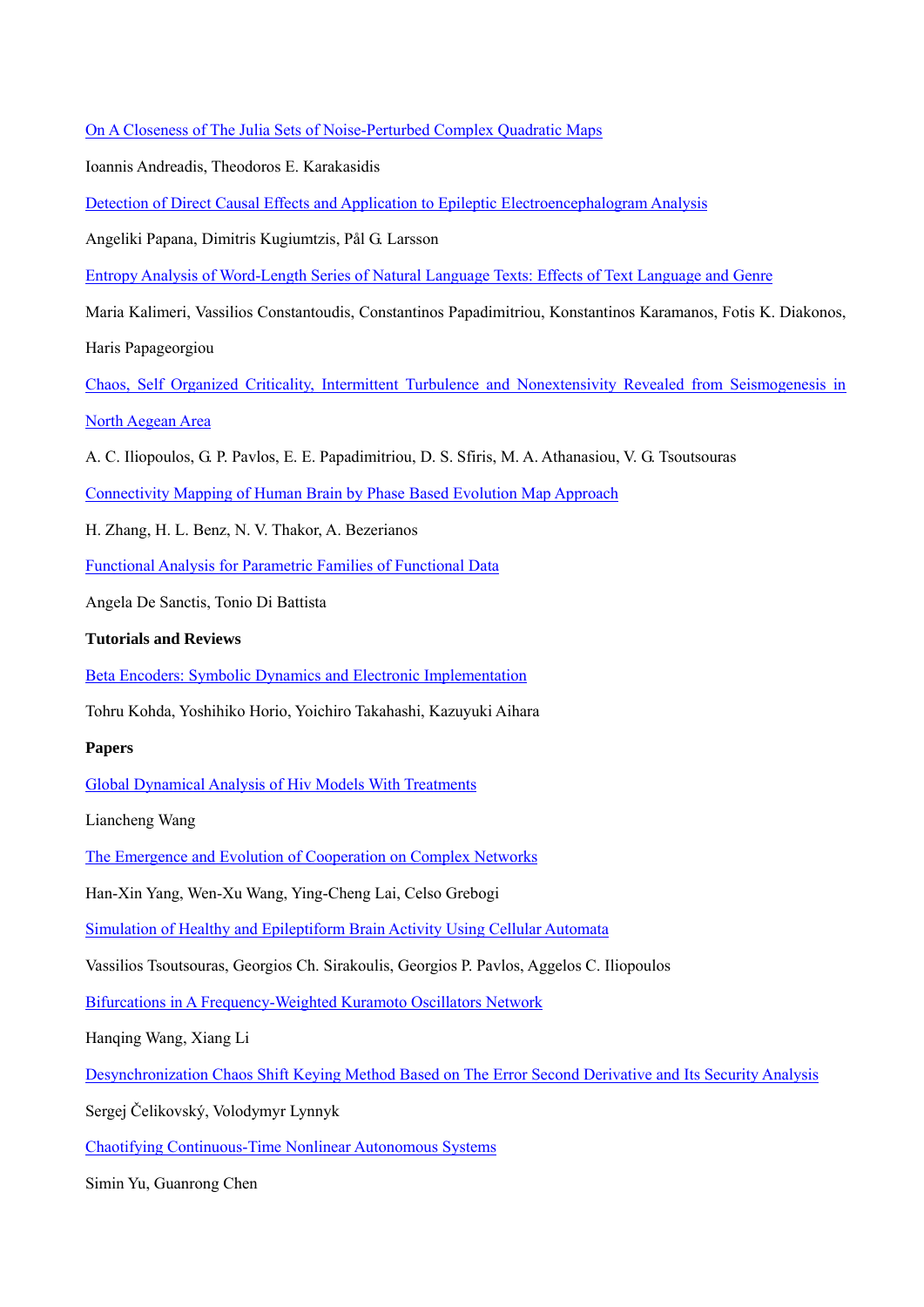[On A Closeness of The Julia Sets of Noise-Perturbed Complex Quadratic Maps]

Ioannis Andreadis, Theodoros E. Karakasidis

[Detection of Direct Causal Effects and Application to Epileptic Electroencephalogram Analysis]

Angeliki Papana, Dimitris Kugiumtzis, Pål G. Larsson

[Entropy Analysis of Word-Length Series of Natural Language Texts: Effects of Text Language and Genre]

Maria Kalimeri, Vassilios Constantoudis, Constantinos Papadimitriou, Konstantinos Karamanos, Fotis K. Diakonos, Haris Papageorgiou

[Chaos, Self Organized Criticality, Intermittent Turbulence and Nonextensivity Revealed from Seismogenesis in North Aegean Area]

A. C. Iliopoulos, G. P. Pavlos, E. E. Papadimitriou, D. S. Sfiris, M. A. Athanasiou, V. G. Tsoutsouras

[Connectivity Mapping of Human Brain by Phase Based Evolution Map Approach]

H. Zhang, H. L. Benz, N. V. Thakor, A. Bezerianos

[Functional Analysis for Parametric Families of Functional Data]

Angela De Sanctis, Tonio Di Battista

**Tutorials and Reviews**

[Beta Encoders: Symbolic Dynamics and Electronic Implementation]

Tohru Kohda, Yoshihiko Horio, Yoichiro Takahashi, Kazuyuki Aihara

**Papers**

[Global Dynamical Analysis of Hiv Models With Treatments]

Liancheng Wang

[The Emergence and Evolution of Cooperation on Complex Networks]

Han-Xin Yang, Wen-Xu Wang, Ying-Cheng Lai, Celso Grebogi

[Simulation of Healthy and Epileptiform Brain Activity Using Cellular Automata]

Vassilios Tsoutsouras, Georgios Ch. Sirakoulis, Georgios P. Pavlos, Aggelos C. Iliopoulos

[Bifurcations in A Frequency-Weighted Kuramoto Oscillators Network]

Hanqing Wang, Xiang Li

[Desynchronization Chaos Shift Keying Method Based on The Error Second Derivative and Its Security Analysis]

Sergej Čelikovský, Volodymyr Lynnyk

[Chaotifying Continuous-Time Nonlinear Autonomous Systems]

Simin Yu, Guanrong Chen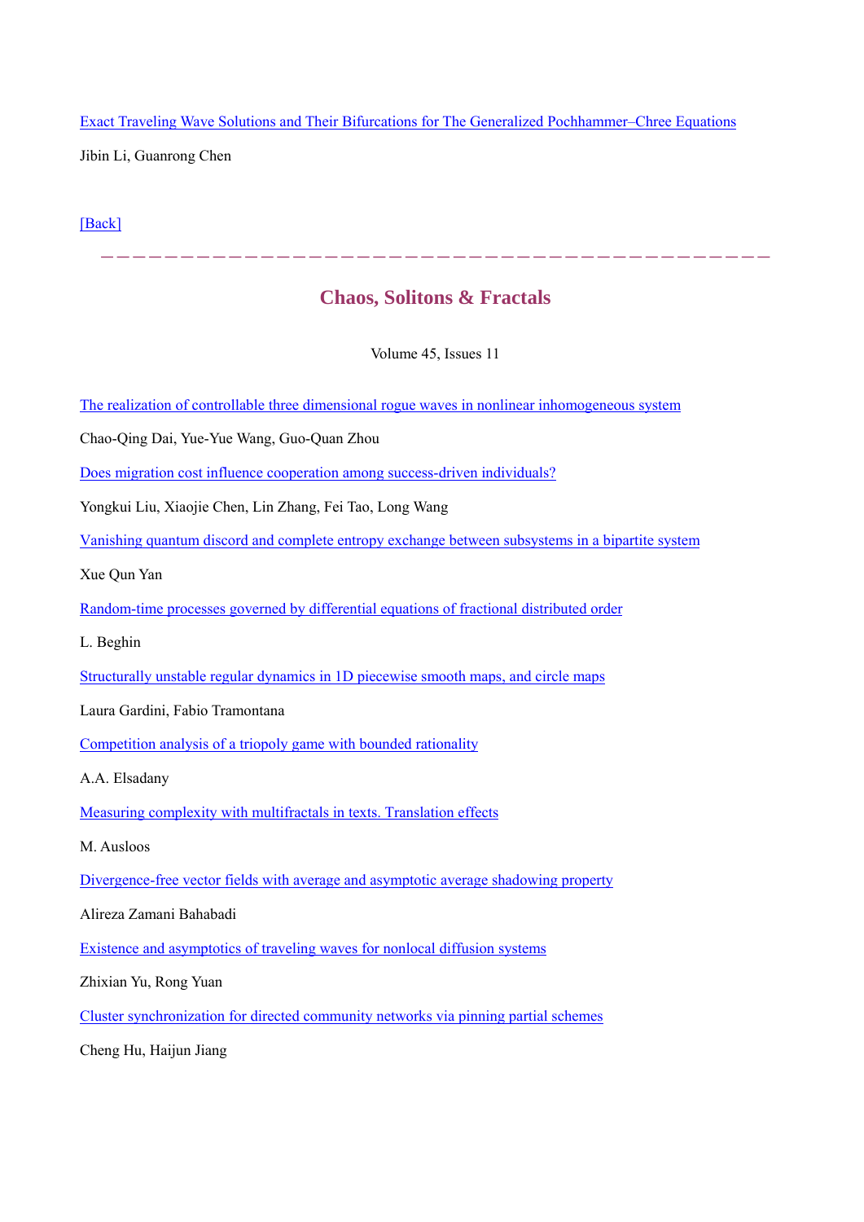[Exact Traveling Wave Solutions and Their Bifurcations for The Generalized Pochhammer–Chree Equations]

Jibin Li, Guanrong Chen

[Back]

---

## Chaos, Solitons & Fractals

Volume 45, Issues 11

[The realization of controllable three dimensional rogue waves in nonlinear inhomogeneous system]

Chao-Qing Dai, Yue-Yue Wang, Guo-Quan Zhou

[Does migration cost influence cooperation among success-driven individuals?]

Yongkui Liu, Xiaojie Chen, Lin Zhang, Fei Tao, Long Wang

[Vanishing quantum discord and complete entropy exchange between subsystems in a bipartite system]

Xue Qun Yan

[Random-time processes governed by differential equations of fractional distributed order]

L. Beghin

[Structurally unstable regular dynamics in 1D piecewise smooth maps, and circle maps]

Laura Gardini, Fabio Tramontana

[Competition analysis of a triopoly game with bounded rationality]

A.A. Elsadany

[Measuring complexity with multifractals in texts. Translation effects]

M. Ausloos

[Divergence-free vector fields with average and asymptotic average shadowing property]

Alireza Zamani Bahabadi

[Existence and asymptotics of traveling waves for nonlocal diffusion systems]

Zhixian Yu, Rong Yuan

[Cluster synchronization for directed community networks via pinning partial schemes]

Cheng Hu, Haijun Jiang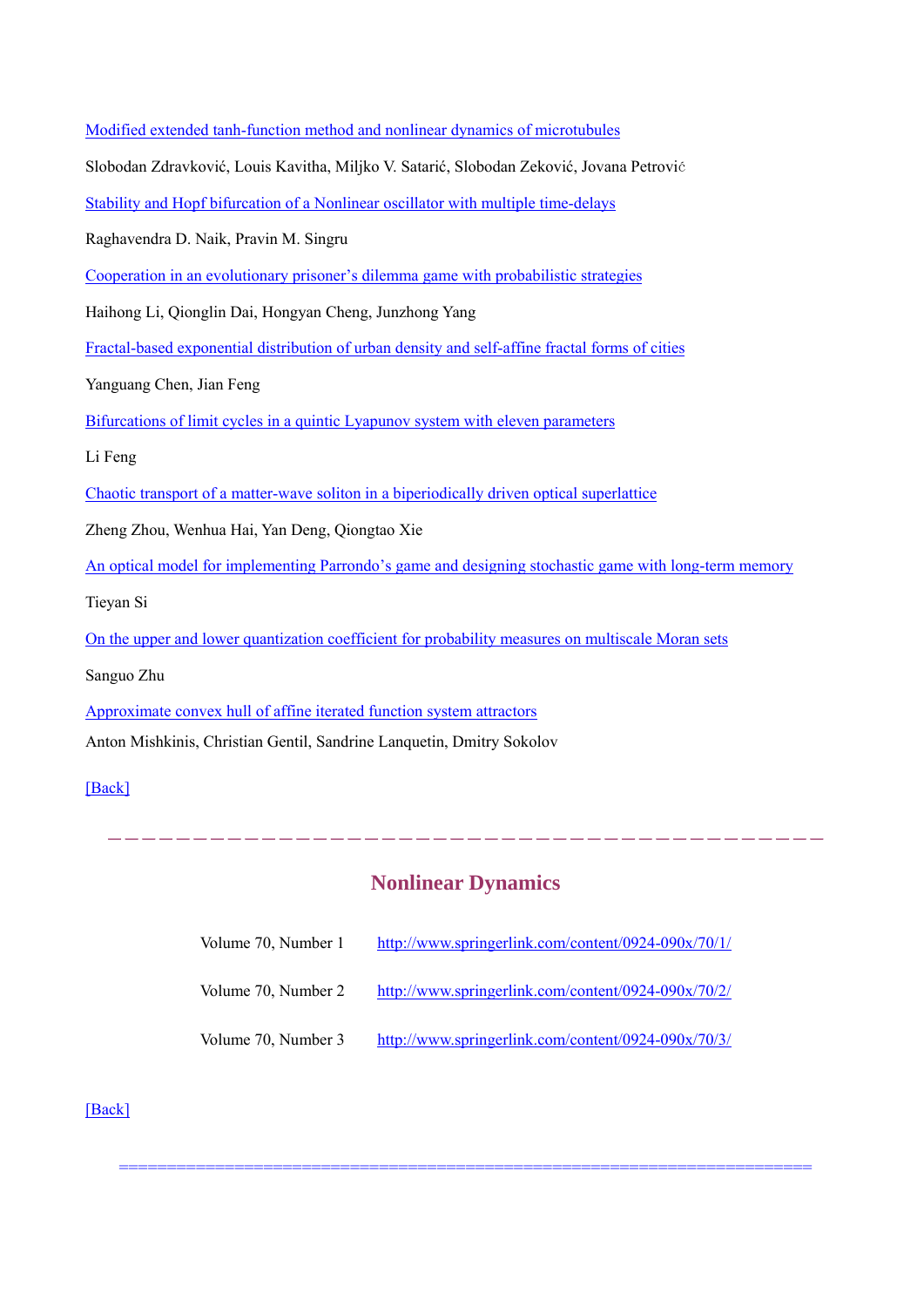[Modified extended tanh-function method and nonlinear dynamics of microtubules]

Slobodan Zdravković, Louis Kavitha, Miljko V. Satarić, Slobodan Zeković, Jovana Petrović

[Stability and Hopf bifurcation of a Nonlinear oscillator with multiple time-delays]

Raghavendra D. Naik, Pravin M. Singru

[Cooperation in an evolutionary prisoner's dilemma game with probabilistic strategies]

Haihong Li, Qionglin Dai, Hongyan Cheng, Junzhong Yang

[Fractal-based exponential distribution of urban density and self-affine fractal forms of cities]

Yanguang Chen, Jian Feng

[Bifurcations of limit cycles in a quintic Lyapunov system with eleven parameters]

Li Feng

[Chaotic transport of a matter-wave soliton in a biperiodically driven optical superlattice]

Zheng Zhou, Wenhua Hai, Yan Deng, Qiongtao Xie

[An optical model for implementing Parrondo's game and designing stochastic game with long-term memory]

Tieyan Si

[On the upper and lower quantization coefficient for probability measures on multiscale Moran sets]

Sanguo Zhu

[Approximate convex hull of affine iterated function system attractors]

Anton Mishkinis, Christian Gentil, Sandrine Lanquetin, Dmitry Sokolov

[Back]

---

## Nonlinear Dynamics

| | |
|---|---|
| Volume 70, Number 1 | http://www.springerlink.com/content/0924-090x/70/1/ |
| Volume 70, Number 2 | http://www.springerlink.com/content/0924-090x/70/2/ |
| Volume 70, Number 3 | http://www.springerlink.com/content/0924-090x/70/3/ |

[Back]

---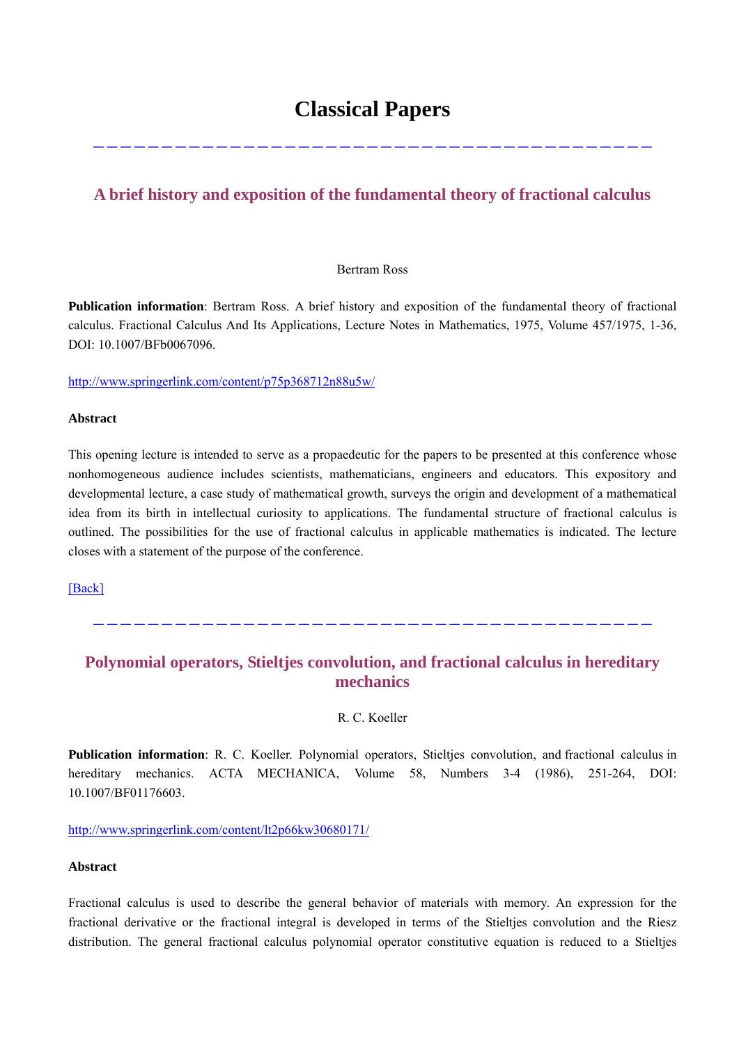# Classical Papers

---

## A brief history and exposition of the fundamental theory of fractional calculus

Bertram Ross

**Publication information**: Bertram Ross. A brief history and exposition of the fundamental theory of fractional calculus. Fractional Calculus And Its Applications, Lecture Notes in Mathematics, 1975, Volume 457/1975, 1-36, DOI: 10.1007/BFb0067096.

http://www.springerlink.com/content/p75p368712n88u5w/

**Abstract**

This opening lecture is intended to serve as a propaedeutic for the papers to be presented at this conference whose nonhomogeneous audience includes scientists, mathematicians, engineers and educators. This expository and developmental lecture, a case study of mathematical growth, surveys the origin and development of a mathematical idea from its birth in intellectual curiosity to applications. The fundamental structure of fractional calculus is outlined. The possibilities for the use of fractional calculus in applicable mathematics is indicated. The lecture closes with a statement of the purpose of the conference.

[Back]

---

## Polynomial operators, Stieltjes convolution, and fractional calculus in hereditary mechanics

R. C. Koeller

**Publication information**: R. C. Koeller. Polynomial operators, Stieltjes convolution, and fractional calculus in hereditary mechanics. ACTA MECHANICA, Volume 58, Numbers 3-4 (1986), 251-264, DOI: 10.1007/BF01176603.

http://www.springerlink.com/content/lt2p66kw30680171/

**Abstract**

Fractional calculus is used to describe the general behavior of materials with memory. An expression for the fractional derivative or the fractional integral is developed in terms of the Stieltjes convolution and the Riesz distribution. The general fractional calculus polynomial operator constitutive equation is reduced to a Stieltjes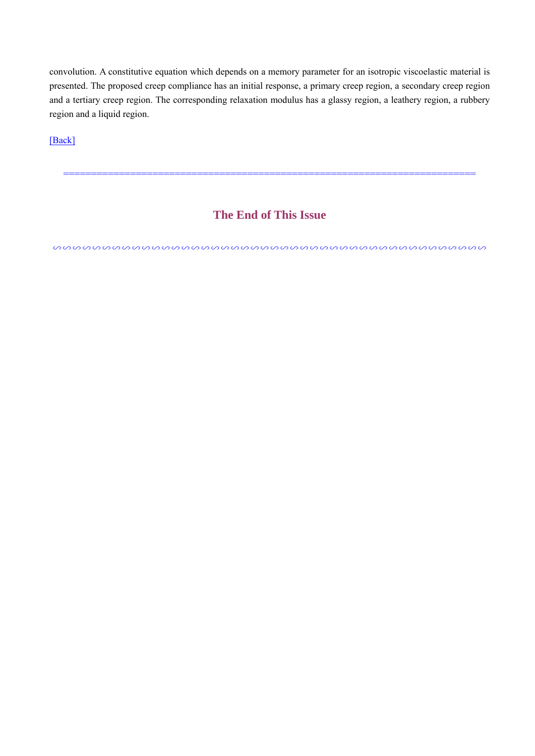convolution. A constitutive equation which depends on a memory parameter for an isotropic viscoelastic material is presented. The proposed creep compliance has an initial response, a primary creep region, a secondary creep region and a tertiary creep region. The corresponding relaxation modulus has a glassy region, a leathery region, a rubbery region and a liquid region.

[Back]

---

## The End of This Issue